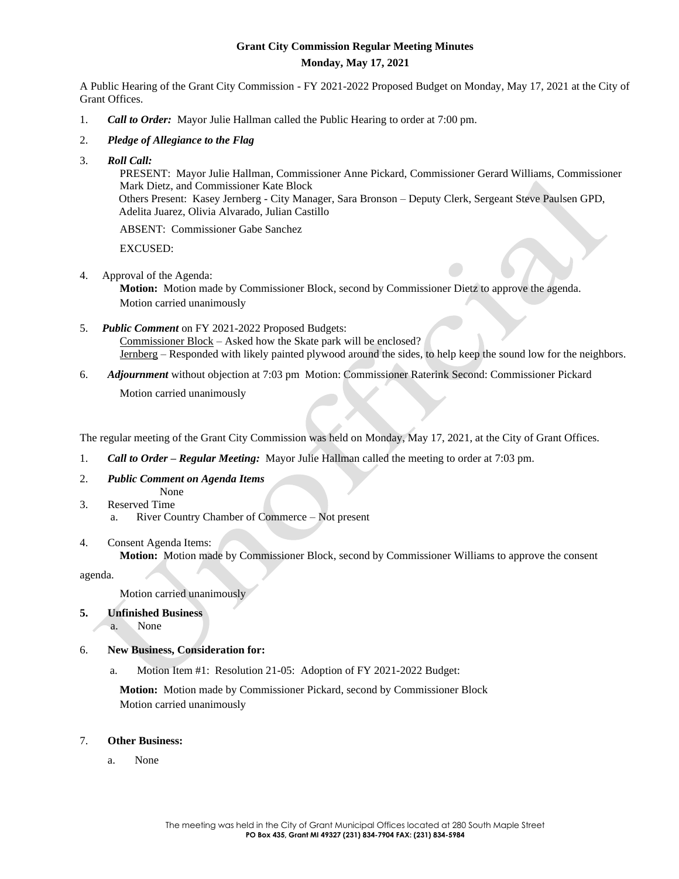**Grant City Commission Regular Meeting Minutes**

**Monday, May 17, 2021**

A Public Hearing of the Grant City Commission - FY 2021-2022 Proposed Budget on Monday, May 17, 2021 at the City of Grant Offices.

1. ***Call to Order:*** Mayor Julie Hallman called the Public Hearing to order at 7:00 pm.

2. ***Pledge of Allegiance to the Flag***

3. ***Roll Call:***

   PRESENT: Mayor Julie Hallman, Commissioner Anne Pickard, Commissioner Gerard Williams, Commissioner Mark Dietz, and Commissioner Kate Block

   Others Present: Kasey Jernberg - City Manager, Sara Bronson – Deputy Clerk, Sergeant Steve Paulsen GPD, Adelita Juarez, Olivia Alvarado, Julian Castillo

   ABSENT: Commissioner Gabe Sanchez

   EXCUSED:

4. Approval of the Agenda:

   **Motion:** Motion made by Commissioner Block, second by Commissioner Dietz to approve the agenda.
   Motion carried unanimously

5. ***Public Comment*** on FY 2021-2022 Proposed Budgets:

   Commissioner Block – Asked how the Skate park will be enclosed?
   Jernberg – Responded with likely painted plywood around the sides, to help keep the sound low for the neighbors.

6. ***Adjournment*** without objection at 7:03 pm Motion: Commissioner Raterink Second: Commissioner Pickard

   Motion carried unanimously

The regular meeting of the Grant City Commission was held on Monday, May 17, 2021, at the City of Grant Offices.

1. ***Call to Order – Regular Meeting:*** Mayor Julie Hallman called the meeting to order at 7:03 pm.

2. ***Public Comment on Agenda Items***

   None

3. Reserved Time

   a. River Country Chamber of Commerce – Not present

4. Consent Agenda Items:

   **Motion:** Motion made by Commissioner Block, second by Commissioner Williams to approve the consent agenda.

   Motion carried unanimously

5. **Unfinished Business**

   a. None

6. **New Business, Consideration for:**

   a. Motion Item #1: Resolution 21-05: Adoption of FY 2021-2022 Budget:

   **Motion:** Motion made by Commissioner Pickard, second by Commissioner Block
   Motion carried unanimously

7. **Other Business:**

   a. None

The meeting was held in the City of Grant Municipal Offices located at 280 South Maple Street
**PO Box 435, Grant MI 49327 (231) 834-7904 FAX: (231) 834-5984**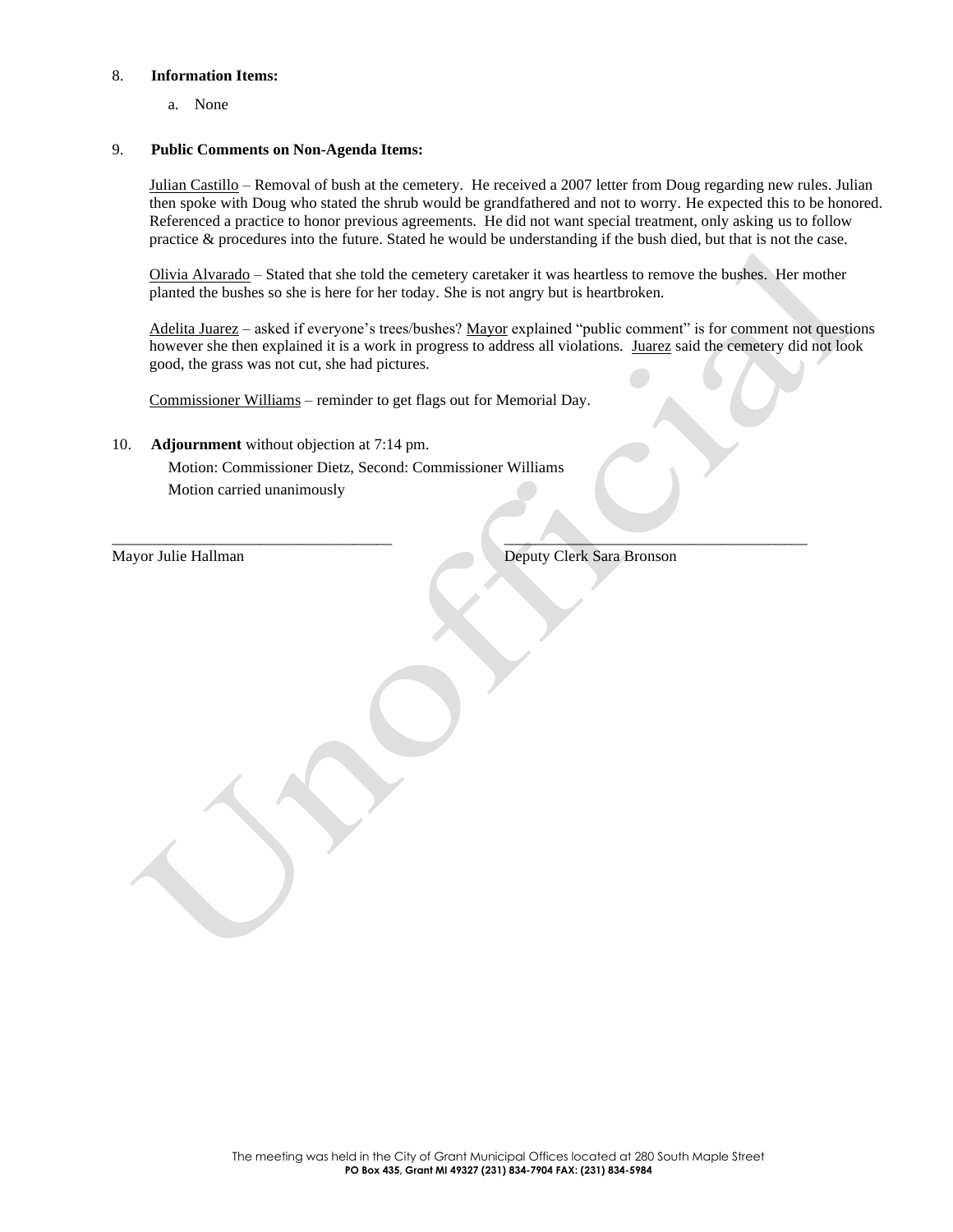8. **Information Items:**

   a. None

9. **Public Comments on Non-Agenda Items:**

   Julian Castillo – Removal of bush at the cemetery. He received a 2007 letter from Doug regarding new rules. Julian then spoke with Doug who stated the shrub would be grandfathered and not to worry. He expected this to be honored. Referenced a practice to honor previous agreements. He did not want special treatment, only asking us to follow practice & procedures into the future. Stated he would be understanding if the bush died, but that is not the case.

   Olivia Alvarado – Stated that she told the cemetery caretaker it was heartless to remove the bushes. Her mother planted the bushes so she is here for her today. She is not angry but is heartbroken.

   Adelita Juarez – asked if everyone's trees/bushes? Mayor explained "public comment" is for comment not questions however she then explained it is a work in progress to address all violations. Juarez said the cemetery did not look good, the grass was not cut, she had pictures.

   Commissioner Williams – reminder to get flags out for Memorial Day.

10. **Adjournment** without objection at 7:14 pm.

    Motion: Commissioner Dietz, Second: Commissioner Williams

    Motion carried unanimously

\_\_\_\_\_\_\_\_\_\_\_\_\_\_\_\_\_\_\_\_\_\_\_\_\_\_\_\_\_\_\_\_\_\_\_\_ \_\_\_\_\_\_\_\_\_\_\_\_\_\_\_\_\_\_\_\_\_\_\_\_\_\_\_\_\_\_\_\_\_\_\_\_\_\_

Mayor Julie Hallman Deputy Clerk Sara Bronson

Unofficial

The meeting was held in the City of Grant Municipal Offices located at 280 South Maple Street
**PO Box 435, Grant MI 49327 (231) 834-7904 FAX: (231) 834-5984**